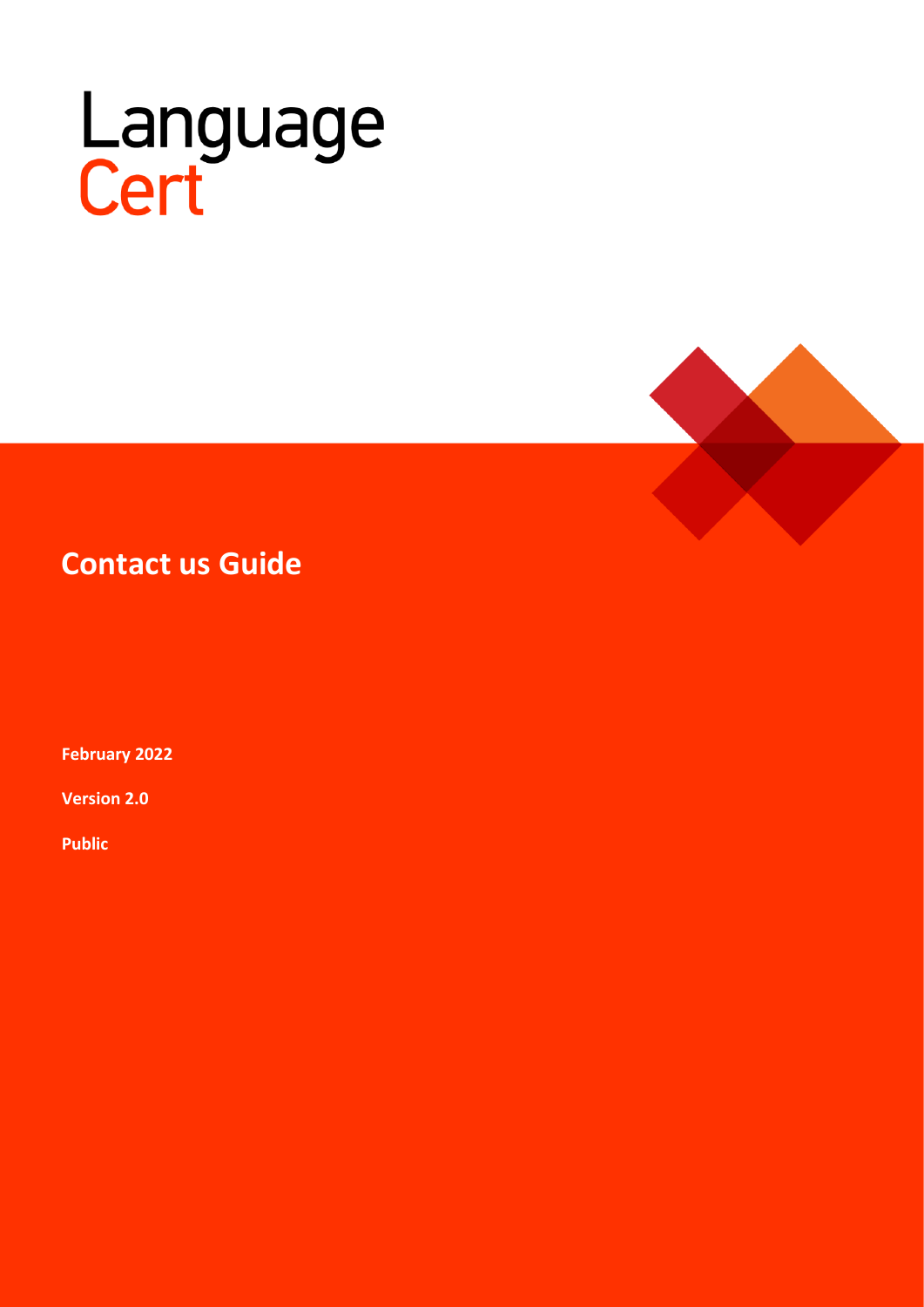LanguageCert

# Contact us Guide

**February 2022**

**Version 2.0**

**Public**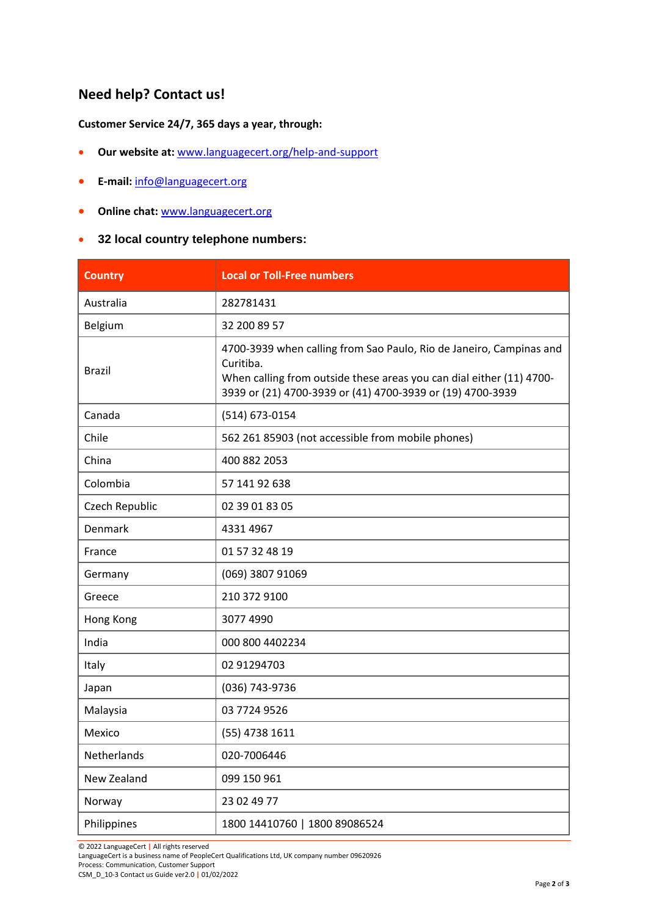## Need help? Contact us!

**Customer Service 24/7, 365 days a year, through:**

- **Our website at:** [www.languagecert.org/help-and-support](www.languagecert.org/help-and-support)
- **E-mail:** [info@languagecert.org](mailto:info@languagecert.org)
- **Online chat:** [www.languagecert.org](www.languagecert.org)
- **32 local country telephone numbers:**

| Country | Local or Toll-Free numbers |
| --- | --- |
| Australia | 282781431 |
| Belgium | 32 200 89 57 |
| Brazil | 4700-3939 when calling from Sao Paulo, Rio de Janeiro, Campinas and Curitiba.<br>When calling from outside these areas you can dial either (11) 4700-3939 or (21) 4700-3939 or (41) 4700-3939 or (19) 4700-3939 |
| Canada | (514) 673-0154 |
| Chile | 562 261 85903 (not accessible from mobile phones) |
| China | 400 882 2053 |
| Colombia | 57 141 92 638 |
| Czech Republic | 02 39 01 83 05 |
| Denmark | 4331 4967 |
| France | 01 57 32 48 19 |
| Germany | (069) 3807 91069 |
| Greece | 210 372 9100 |
| Hong Kong | 3077 4990 |
| India | 000 800 4402234 |
| Italy | 02 91294703 |
| Japan | (036) 743-9736 |
| Malaysia | 03 7724 9526 |
| Mexico | (55) 4738 1611 |
| Netherlands | 020-7006446 |
| New Zealand | 099 150 961 |
| Norway | 23 02 49 77 |
| Philippines | 1800 14410760 \| 1800 89086524 |

© 2022 LanguageCert | All rights reserved
LanguageCert is a business name of PeopleCert Qualifications Ltd, UK company number 09620926
Process: Communication, Customer Support
CSM_D_10-3 Contact us Guide ver2.0 | 01/02/2022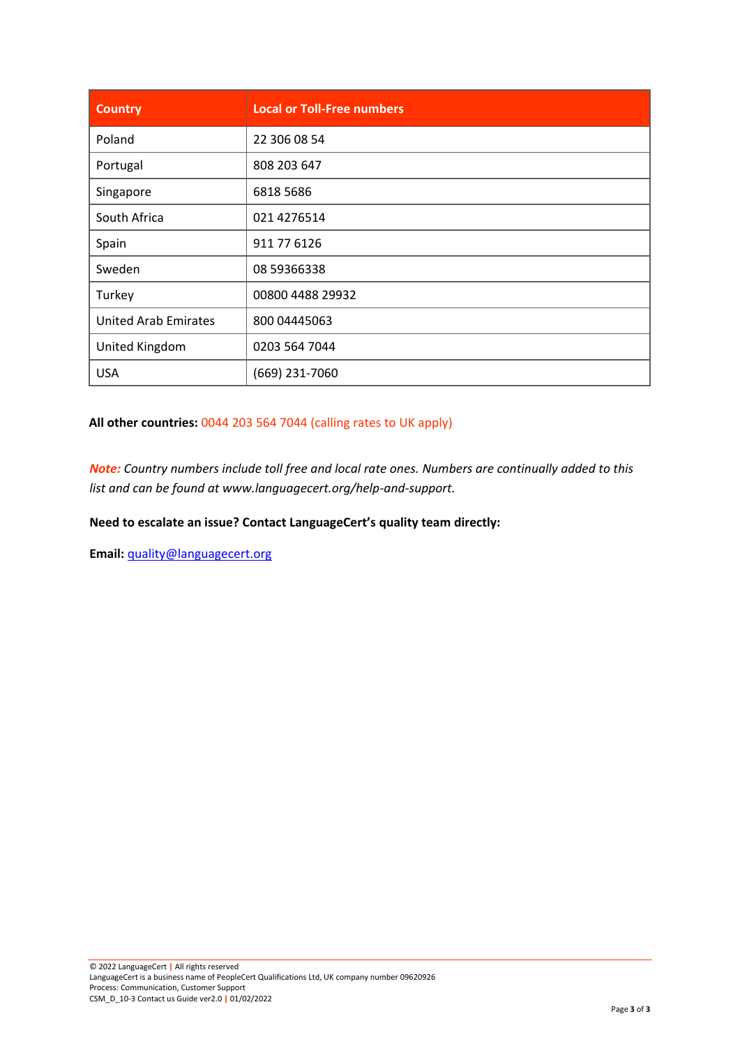| Country | Local or Toll-Free numbers |
| --- | --- |
| Poland | 22 306 08 54 |
| Portugal | 808 203 647 |
| Singapore | 6818 5686 |
| South Africa | 021 4276514 |
| Spain | 911 77 6126 |
| Sweden | 08 59366338 |
| Turkey | 00800 4488 29932 |
| United Arab Emirates | 800 04445063 |
| United Kingdom | 0203 564 7044 |
| USA | (669) 231-7060 |

**All other countries:** 0044 203 564 7044 (calling rates to UK apply)

***Note:*** *Country numbers include toll free and local rate ones. Numbers are continually added to this list and can be found at www.languagecert.org/help-and-support.*

**Need to escalate an issue? Contact LanguageCert's quality team directly:**

**Email:** quality@languagecert.org

© 2022 LanguageCert | All rights reserved
LanguageCert is a business name of PeopleCert Qualifications Ltd, UK company number 09620926
Process: Communication, Customer Support
CSM_D_10-3 Contact us Guide ver2.0 | 01/02/2022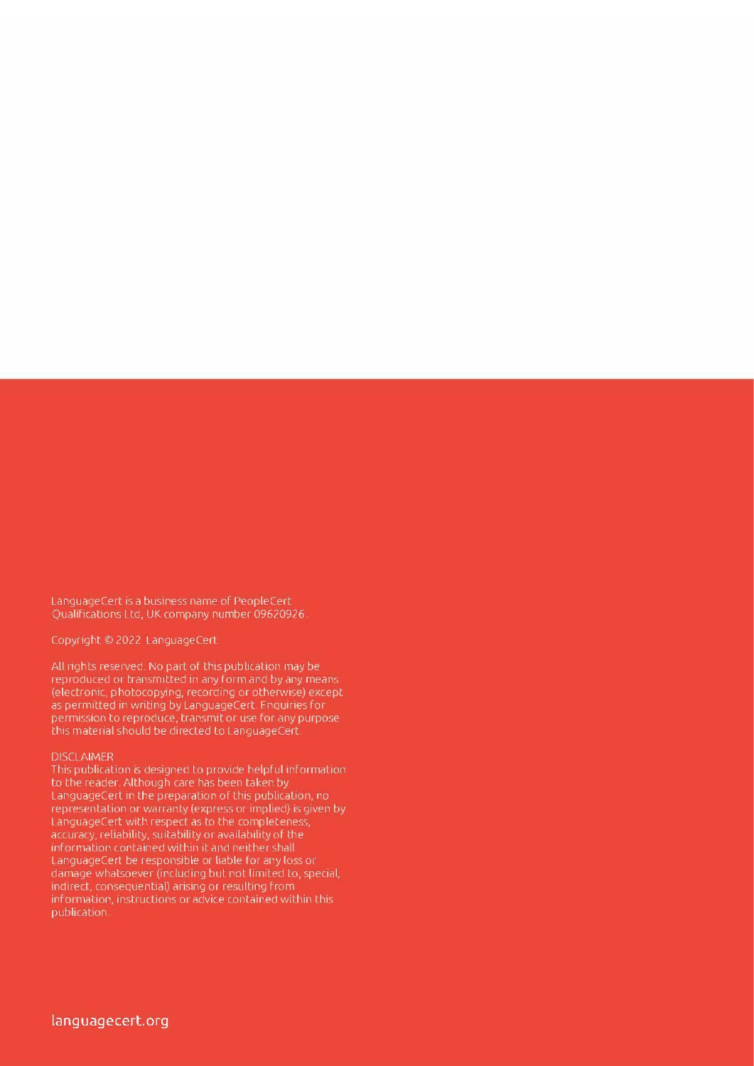LanguageCert is a business name of PeopleCert Qualifications Ltd, UK company number 09620926.

Copyright © 2022 LanguageCert

All rights reserved. No part of this publication may be reproduced or transmitted in any form and by any means (electronic, photocopying, recording or otherwise) except as permitted in writing by LanguageCert. Enquiries for permission to reproduce, transmit or use for any purpose this material should be directed to LanguageCert.

DISCLAIMER
This publication is designed to provide helpful information to the reader. Although care has been taken by LanguageCert in the preparation of this publication, no representation or warranty (express or implied) is given by LanguageCert with respect as to the completeness, accuracy, reliability, suitability or availability of the information contained within it and neither shall LanguageCert be responsible or liable for any loss or damage whatsoever (including but not limited to, special, indirect, consequential) arising or resulting from information, instructions or advice contained within this publication.

languagecert.org